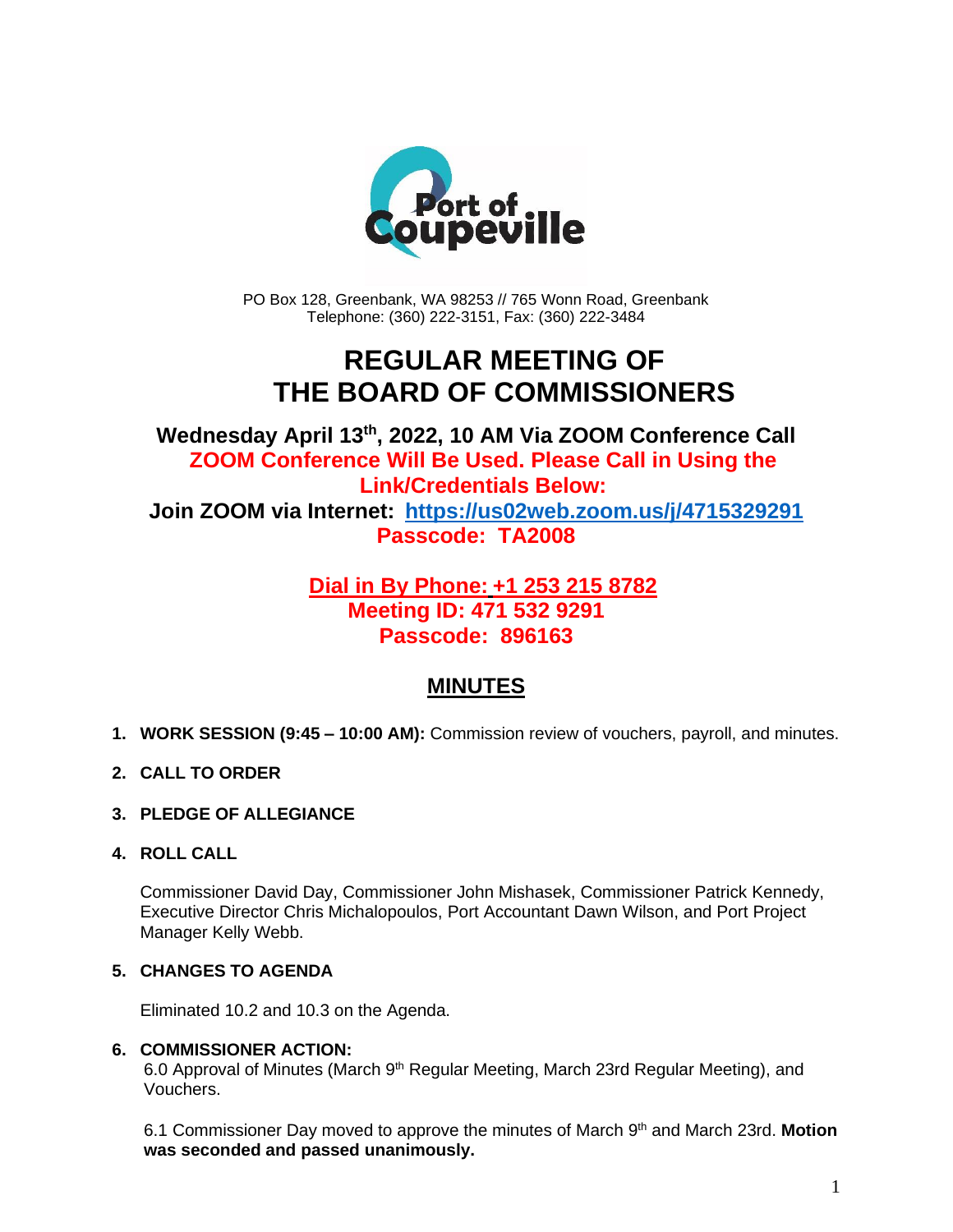Port of Coupeville

PO Box 128, Greenbank, WA 98253 // 765 Wonn Road, Greenbank
Telephone: (360) 222-3151, Fax: (360) 222-3484

# REGULAR MEETING OF THE BOARD OF COMMISSIONERS

**Wednesday April 13th, 2022, 10 AM Via ZOOM Conference Call**

**ZOOM Conference Will Be Used. Please Call in Using the Link/Credentials Below:**

**Join ZOOM via Internet: [https://us02web.zoom.us/j/4715329291](https://us02web.zoom.us/j/4715329291)**

**Passcode: TA2008**

**Dial in By Phone: +1 253 215 8782**

**Meeting ID: 471 532 9291**

**Passcode: 896163**

## MINUTES

1. **WORK SESSION (9:45 – 10:00 AM):** Commission review of vouchers, payroll, and minutes.

2. **CALL TO ORDER**

3. **PLEDGE OF ALLEGIANCE**

4. **ROLL CALL**

   Commissioner David Day, Commissioner John Mishasek, Commissioner Patrick Kennedy, Executive Director Chris Michalopoulos, Port Accountant Dawn Wilson, and Port Project Manager Kelly Webb.

5. **CHANGES TO AGENDA**

   Eliminated 10.2 and 10.3 on the Agenda.

6. **COMMISSIONER ACTION:**

   6.0 Approval of Minutes (March 9th Regular Meeting, March 23rd Regular Meeting), and Vouchers.

   6.1 Commissioner Day moved to approve the minutes of March 9th and March 23rd. **Motion was seconded and passed unanimously.**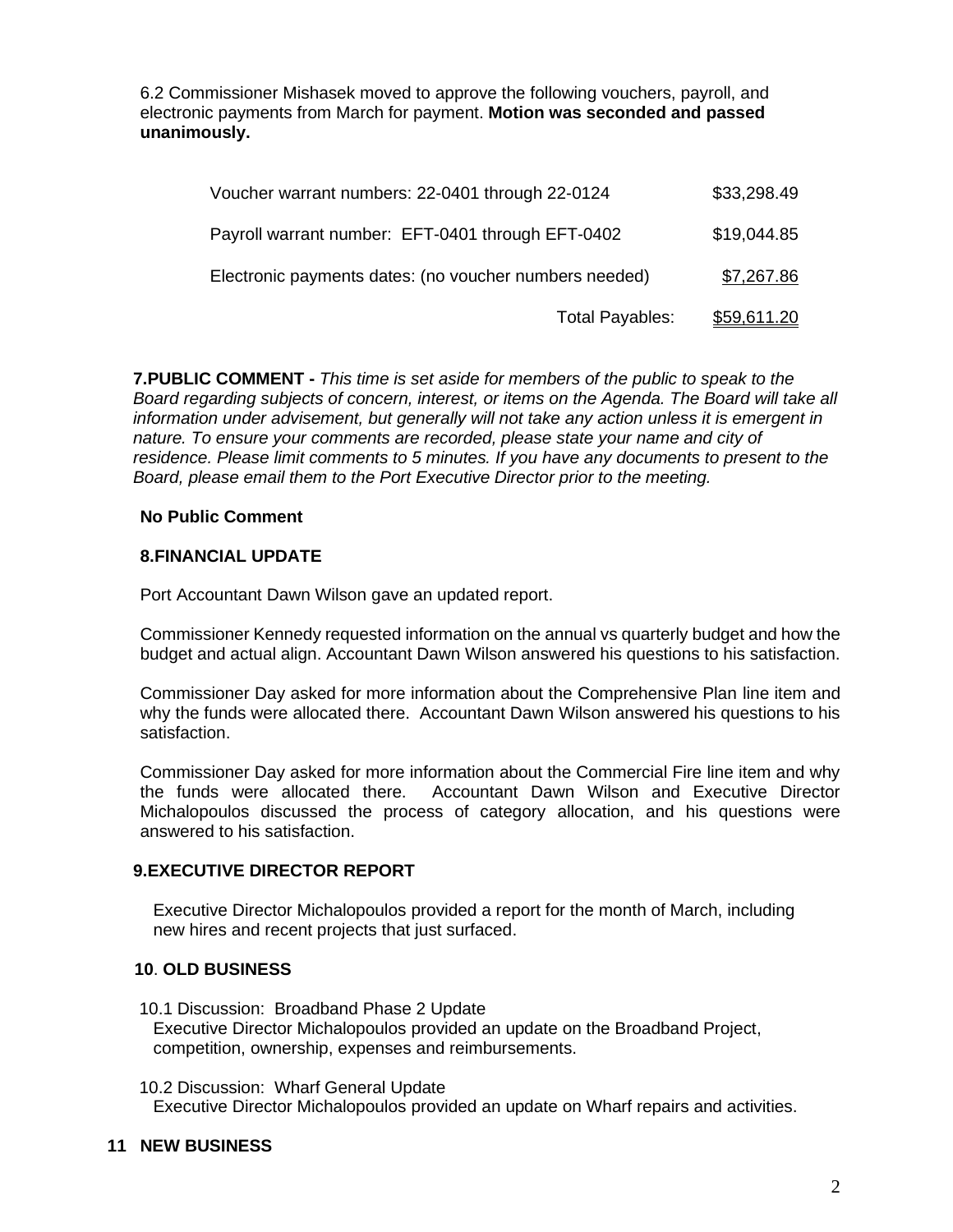6.2 Commissioner Mishasek moved to approve the following vouchers, payroll, and electronic payments from March for payment. **Motion was seconded and passed unanimously.**

| | |
|---|---|
| Voucher warrant numbers: 22-0401 through 22-0124 | $33,298.49 |
| Payroll warrant number: EFT-0401 through EFT-0402 | $19,044.85 |
| Electronic payments dates: (no voucher numbers needed) | $7,267.86 |
| Total Payables: | $59,611.20 |

**7.PUBLIC COMMENT -** *This time is set aside for members of the public to speak to the Board regarding subjects of concern, interest, or items on the Agenda. The Board will take all information under advisement, but generally will not take any action unless it is emergent in nature. To ensure your comments are recorded, please state your name and city of residence. Please limit comments to 5 minutes. If you have any documents to present to the Board, please email them to the Port Executive Director prior to the meeting.*

**No Public Comment**

**8.FINANCIAL UPDATE**

Port Accountant Dawn Wilson gave an updated report.

Commissioner Kennedy requested information on the annual vs quarterly budget and how the budget and actual align. Accountant Dawn Wilson answered his questions to his satisfaction.

Commissioner Day asked for more information about the Comprehensive Plan line item and why the funds were allocated there. Accountant Dawn Wilson answered his questions to his satisfaction.

Commissioner Day asked for more information about the Commercial Fire line item and why the funds were allocated there. Accountant Dawn Wilson and Executive Director Michalopoulos discussed the process of category allocation, and his questions were answered to his satisfaction.

**9.EXECUTIVE DIRECTOR REPORT**

Executive Director Michalopoulos provided a report for the month of March, including new hires and recent projects that just surfaced.

**10. OLD BUSINESS**

10.1 Discussion: Broadband Phase 2 Update
Executive Director Michalopoulos provided an update on the Broadband Project, competition, ownership, expenses and reimbursements.

10.2 Discussion: Wharf General Update
Executive Director Michalopoulos provided an update on Wharf repairs and activities.

**11 NEW BUSINESS**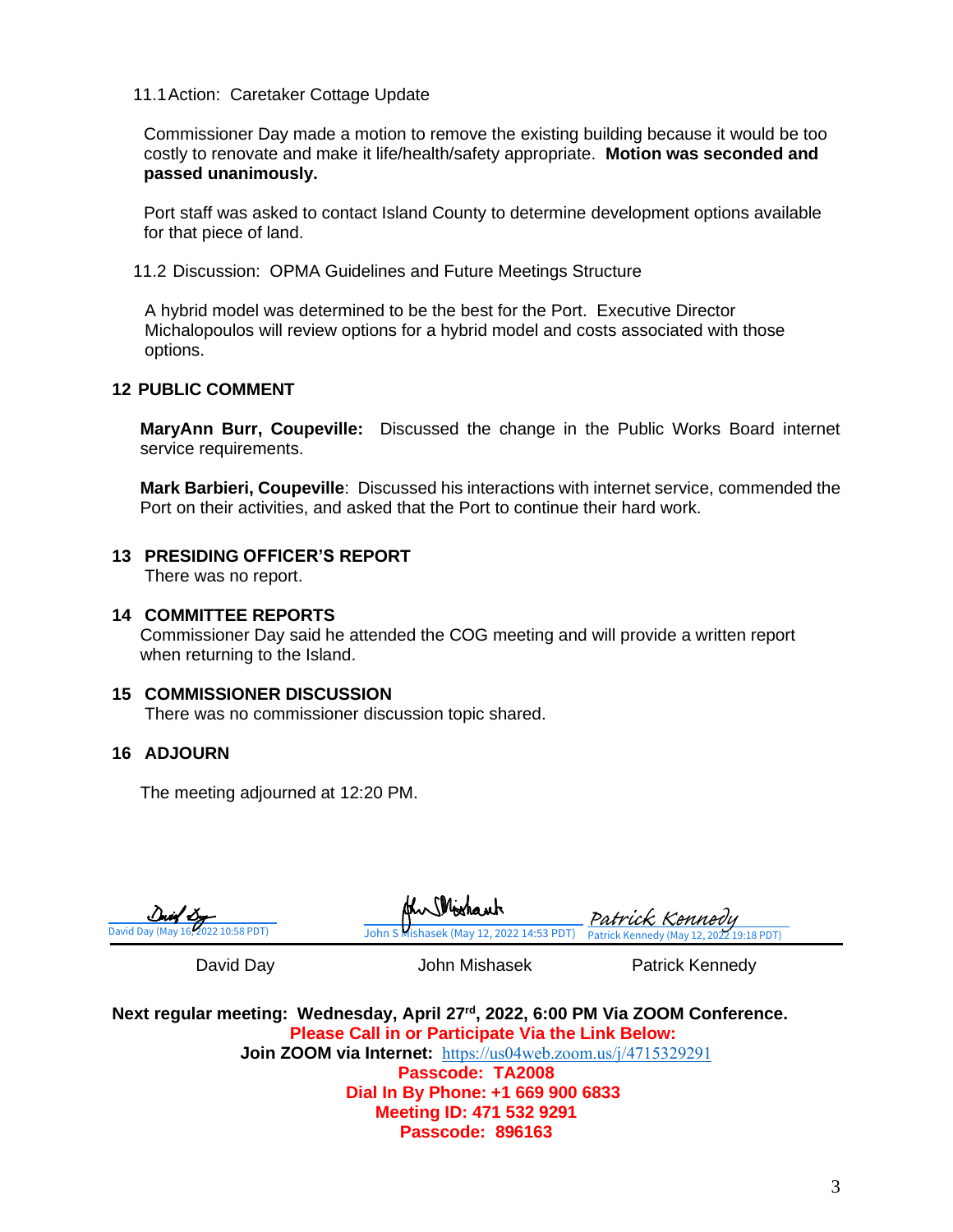11.1 Action: Caretaker Cottage Update

Commissioner Day made a motion to remove the existing building because it would be too costly to renovate and make it life/health/safety appropriate. **Motion was seconded and passed unanimously.**

Port staff was asked to contact Island County to determine development options available for that piece of land.

11.2 Discussion: OPMA Guidelines and Future Meetings Structure

A hybrid model was determined to be the best for the Port. Executive Director Michalopoulos will review options for a hybrid model and costs associated with those options.

## 12 PUBLIC COMMENT

**MaryAnn Burr, Coupeville:** Discussed the change in the Public Works Board internet service requirements.

**Mark Barbieri, Coupeville**: Discussed his interactions with internet service, commended the Port on their activities, and asked that the Port to continue their hard work.

## 13 PRESIDING OFFICER'S REPORT

There was no report.

## 14 COMMITTEE REPORTS

Commissioner Day said he attended the COG meeting and will provide a written report when returning to the Island.

## 15 COMMISSIONER DISCUSSION

There was no commissioner discussion topic shared.

## 16 ADJOURN

The meeting adjourned at 12:20 PM.

| David Day (May 16, 2022 10:58 PDT) | John S Mishasek (May 12, 2022 14:53 PDT) | Patrick Kennedy (May 12, 2022 19:18 PDT) |
|---|---|---|
| David Day | John Mishasek | Patrick Kennedy |

**Next regular meeting: Wednesday, April 27th, 2022, 6:00 PM Via ZOOM Conference.**

**Please Call in or Participate Via the Link Below:**

**Join ZOOM via Internet:** https://us04web.zoom.us/j/4715329291

**Passcode: TA2008**

**Dial In By Phone: +1 669 900 6833**

**Meeting ID: 471 532 9291**

**Passcode: 896163**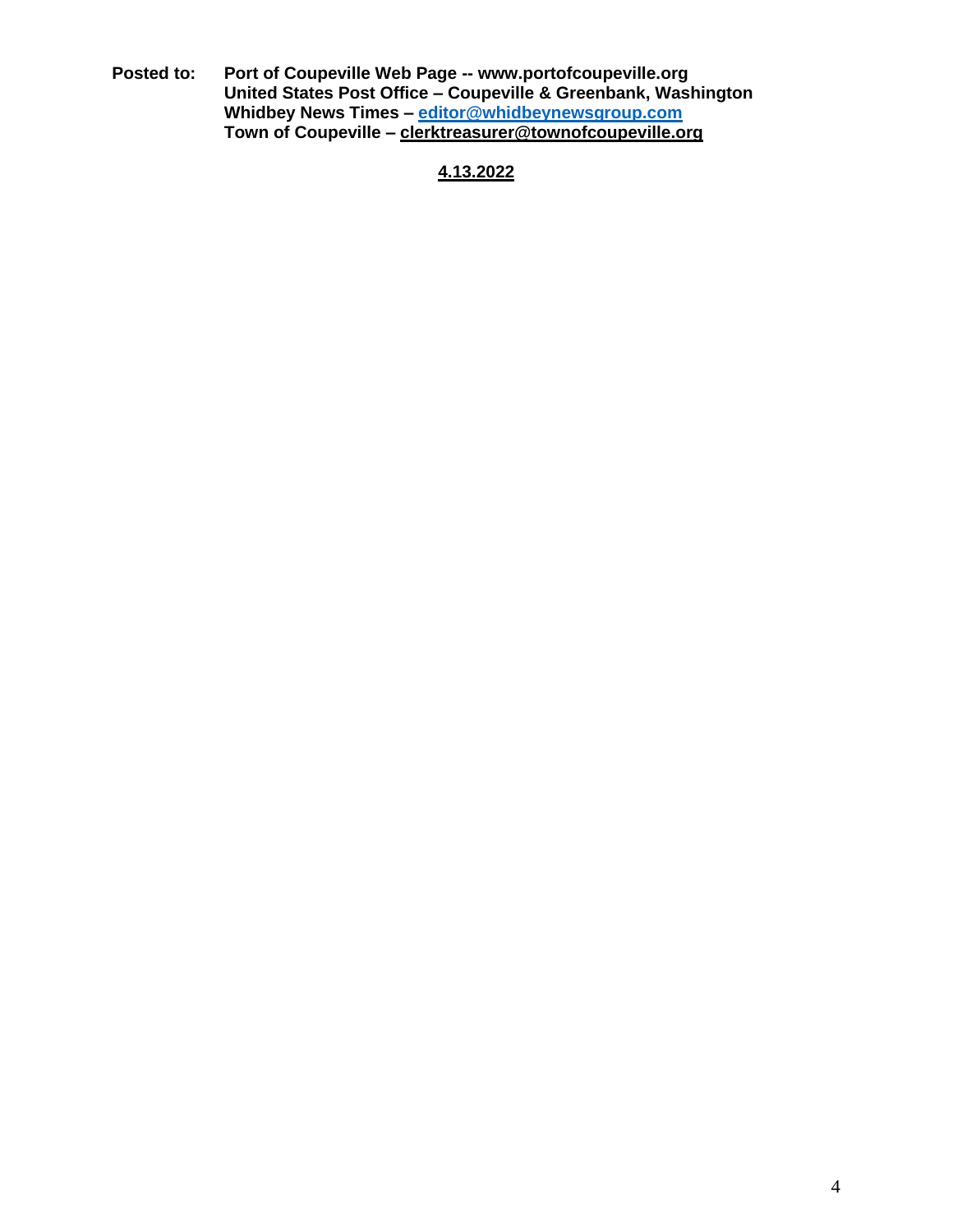**Posted to:** **Port of Coupeville Web Page -- www.portofcoupeville.org**
**United States Post Office – Coupeville & Greenbank, Washington**
**Whidbey News Times – editor@whidbeynewsgroup.com**
**Town of Coupeville – clerktreasurer@townofcoupeville.org**

**4.13.2022**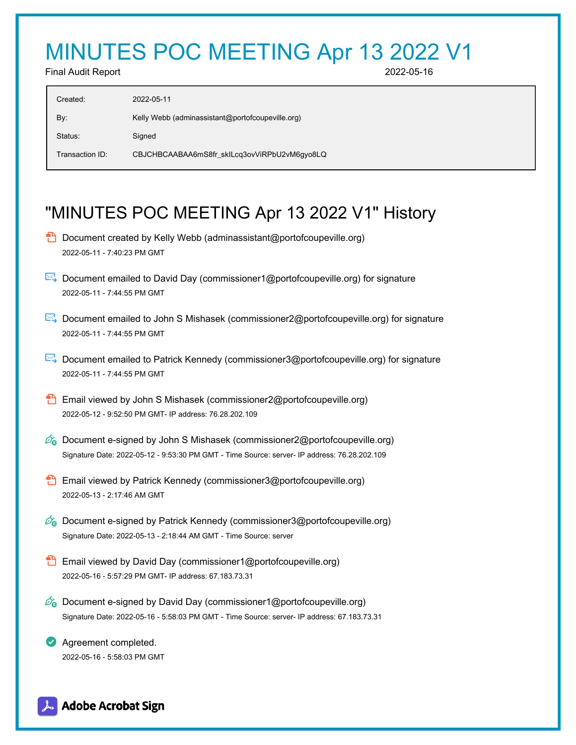# MINUTES POC MEETING Apr 13 2022 V1

Final Audit Report 2022-05-16

| | |
|---|---|
| Created: | 2022-05-11 |
| By: | Kelly Webb (adminassistant@portofcoupeville.org) |
| Status: | Signed |
| Transaction ID: | CBJCHBCAABAA6mS8fr_skILcq3ovViRPbU2vM6gyo8LQ |

## "MINUTES POC MEETING Apr 13 2022 V1" History

- Document created by Kelly Webb (adminassistant@portofcoupeville.org)
  2022-05-11 - 7:40:23 PM GMT

- Document emailed to David Day (commissioner1@portofcoupeville.org) for signature
  2022-05-11 - 7:44:55 PM GMT

- Document emailed to John S Mishasek (commissioner2@portofcoupeville.org) for signature
  2022-05-11 - 7:44:55 PM GMT

- Document emailed to Patrick Kennedy (commissioner3@portofcoupeville.org) for signature
  2022-05-11 - 7:44:55 PM GMT

- Email viewed by John S Mishasek (commissioner2@portofcoupeville.org)
  2022-05-12 - 9:52:50 PM GMT- IP address: 76.28.202.109

- Document e-signed by John S Mishasek (commissioner2@portofcoupeville.org)
  Signature Date: 2022-05-12 - 9:53:30 PM GMT - Time Source: server- IP address: 76.28.202.109

- Email viewed by Patrick Kennedy (commissioner3@portofcoupeville.org)
  2022-05-13 - 2:17:46 AM GMT

- Document e-signed by Patrick Kennedy (commissioner3@portofcoupeville.org)
  Signature Date: 2022-05-13 - 2:18:44 AM GMT - Time Source: server

- Email viewed by David Day (commissioner1@portofcoupeville.org)
  2022-05-16 - 5:57:29 PM GMT- IP address: 67.183.73.31

- Document e-signed by David Day (commissioner1@portofcoupeville.org)
  Signature Date: 2022-05-16 - 5:58:03 PM GMT - Time Source: server- IP address: 67.183.73.31

- Agreement completed.
  2022-05-16 - 5:58:03 PM GMT

Adobe Acrobat Sign